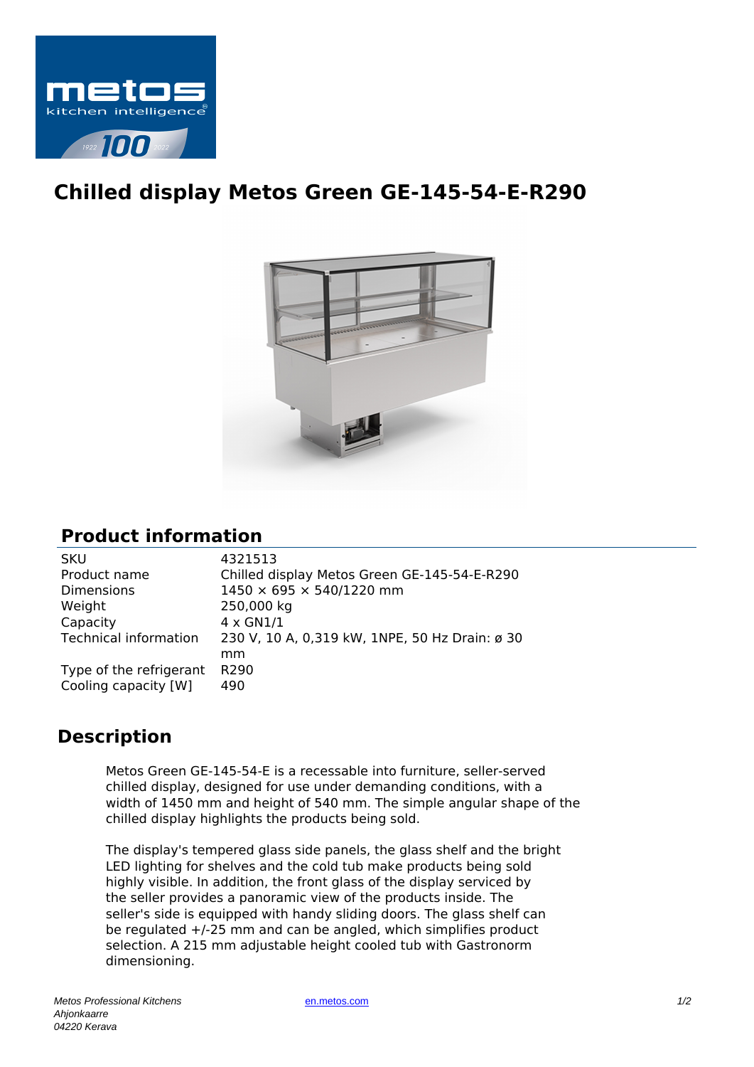# Chilled display Metos Green GE-145-54-E-R290

## Product information

| | |
|---|---|
| SKU | 4321513 |
| Product name | Chilled display Metos Green GE-145-54-E-R290 |
| Dimensions | 1450 × 695 × 540/1220 mm |
| Weight | 250,000 kg |
| Capacity | 4 x GN1/1 |
| Technical information | 230 V, 10 A, 0,319 kW, 1NPE, 50 Hz Drain: ø 30 mm |
| Type of the refrigerant | R290 |
| Cooling capacity [W] | 490 |

## Description

Metos Green GE-145-54-E is a recessable into furniture, seller-served chilled display, designed for use under demanding conditions, with a width of 1450 mm and height of 540 mm. The simple angular shape of the chilled display highlights the products being sold.

The display's tempered glass side panels, the glass shelf and the bright LED lighting for shelves and the cold tub make products being sold highly visible. In addition, the front glass of the display serviced by the seller provides a panoramic view of the products inside. The seller's side is equipped with handy sliding doors. The glass shelf can be regulated +/-25 mm and can be angled, which simplifies product selection. A 215 mm adjustable height cooled tub with Gastronorm dimensioning.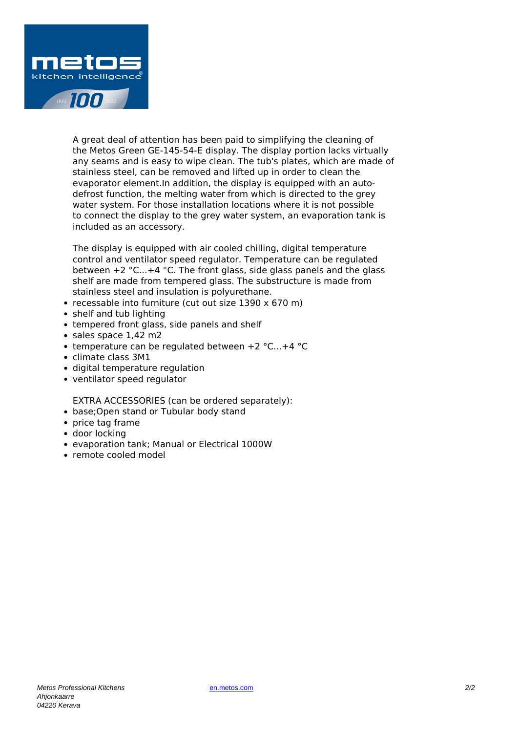A great deal of attention has been paid to simplifying the cleaning of the Metos Green GE-145-54-E display. The display portion lacks virtually any seams and is easy to wipe clean. The tub's plates, which are made of stainless steel, can be removed and lifted up in order to clean the evaporator element.In addition, the display is equipped with an auto-defrost function, the melting water from which is directed to the grey water system. For those installation locations where it is not possible to connect the display to the grey water system, an evaporation tank is included as an accessory.

The display is equipped with air cooled chilling, digital temperature control and ventilator speed regulator. Temperature can be regulated between +2 °C...+4 °C. The front glass, side glass panels and the glass shelf are made from tempered glass. The substructure is made from stainless steel and insulation is polyurethane.

- recessable into furniture (cut out size 1390 x 670 m)
- shelf and tub lighting
- tempered front glass, side panels and shelf
- sales space 1,42 m2
- temperature can be regulated between +2 °C...+4 °C
- climate class 3M1
- digital temperature regulation
- ventilator speed regulator

EXTRA ACCESSORIES (can be ordered separately):

- base;Open stand or Tubular body stand
- price tag frame
- door locking
- evaporation tank; Manual or Electrical 1000W
- remote cooled model